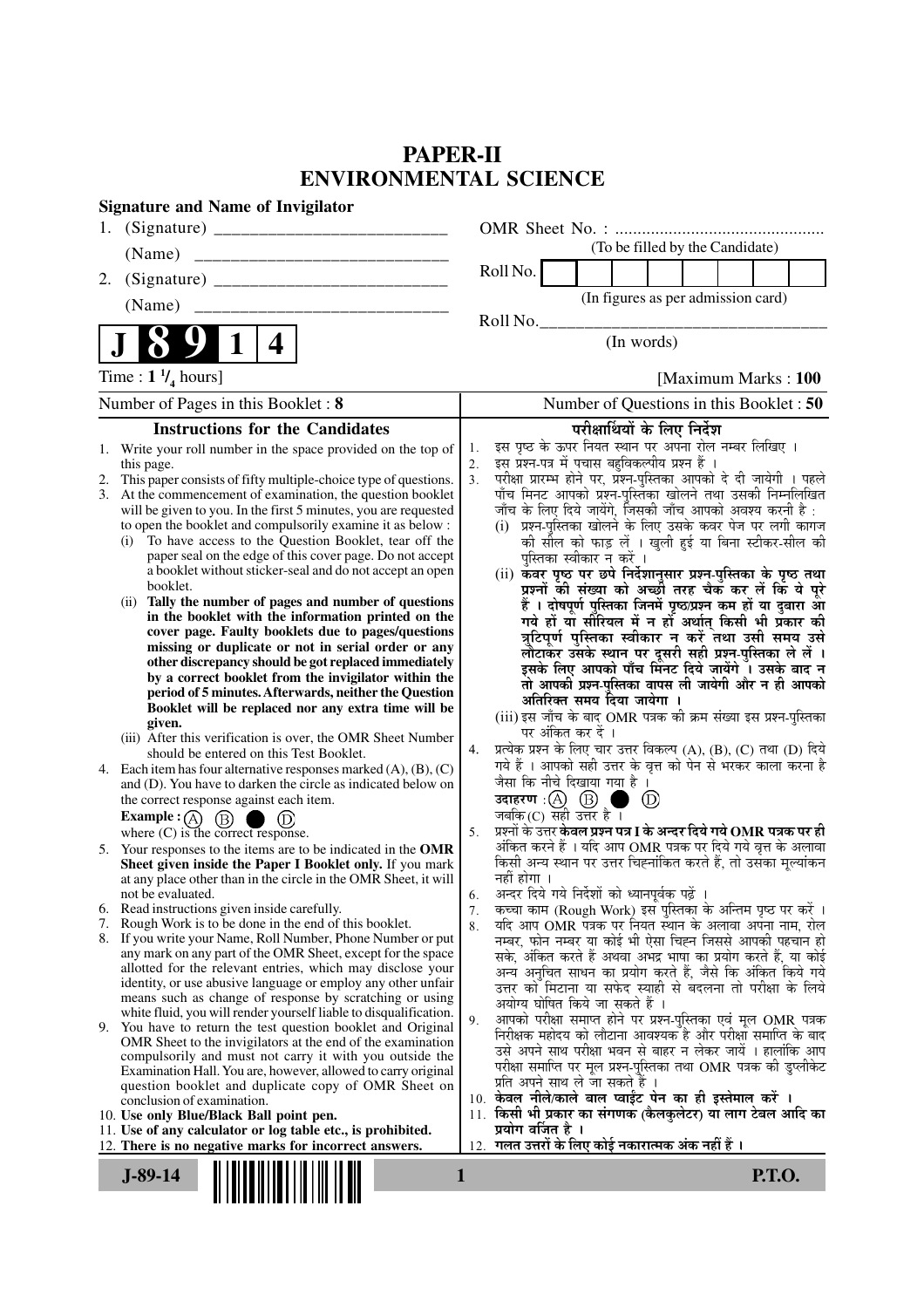# PAPER-II
# ENVIRONMENTAL SCIENCE

**Signature and Name of Invigilator**

1. (Signature) __________________________

   (Name) ____________________________

2. (Signature) __________________________

   (Name) ____________________________

OMR Sheet No. : ...............................................

(To be filled by the Candidate)

Roll No. | | | | | | | | |

(In figures as per admission card)

Roll No.________________________________

(In words)

**J 8 9 1 4**

Time : **$1\frac{1}{4}$ hours**] [Maximum Marks : **100**

Number of Pages in this Booklet : **8** | Number of Questions in this Booklet : **50**

## Instructions for the Candidates

1. Write your roll number in the space provided on the top of this page.
2. This paper consists of fifty multiple-choice type of questions.
3. At the commencement of examination, the question booklet will be given to you. In the first 5 minutes, you are requested to open the booklet and compulsorily examine it as below :
   (i) To have access to the Question Booklet, tear off the paper seal on the edge of this cover page. Do not accept a booklet without sticker-seal and do not accept an open booklet.
   (ii) **Tally the number of pages and number of questions in the booklet with the information printed on the cover page. Faulty booklets due to pages/questions missing or duplicate or not in serial order or any other discrepancy should be got replaced immediately by a correct booklet from the invigilator within the period of 5 minutes. Afterwards, neither the Question Booklet will be replaced nor any extra time will be given.**
   (iii) After this verification is over, the OMR Sheet Number should be entered on this Test Booklet.
4. Each item has four alternative responses marked (A), (B), (C) and (D). You have to darken the circle as indicated below on the correct response against each item.
   **Example :** (A) (B) ● (D)
   where (C) is the correct response.
5. Your responses to the items are to be indicated in the **OMR Sheet given inside the Paper I Booklet only.** If you mark at any place other than in the circle in the OMR Sheet, it will not be evaluated.
6. Read instructions given inside carefully.
7. Rough Work is to be done in the end of this booklet.
8. If you write your Name, Roll Number, Phone Number or put any mark on any part of the OMR Sheet, except for the space allotted for the relevant entries, which may disclose your identity, or use abusive language or employ any other unfair means such as change of response by scratching or using white fluid, you will render yourself liable to disqualification.
9. You have to return the test question booklet and Original OMR Sheet to the invigilators at the end of the examination compulsorily and must not carry it with you outside the Examination Hall. You are, however, allowed to carry original question booklet and duplicate copy of OMR Sheet on conclusion of examination.
10. **Use only Blue/Black Ball point pen.**
11. **Use of any calculator or log table etc., is prohibited.**
12. **There is no negative marks for incorrect answers.**

## परीक्षार्थियों के लिए निर्देश

1. इस पृष्ठ के ऊपर नियत स्थान पर अपना रोल नम्बर लिखिए ।
2. इस प्रश्न-पत्र में पचास बहुविकल्पीय प्रश्न हैं ।
3. परीक्षा प्रारम्भ होने पर, प्रश्न-पुस्तिका आपको दे दी जायेगी । पहले पाँच मिनट आपको प्रश्न-पुस्तिका खोलने तथा उसकी निम्नलिखित जाँच के लिए दिये जायेंगे, जिसकी जाँच आपको अवश्य करनी है :
   (i) प्रश्न-पुस्तिका खोलने के लिए उसके कवर पेज पर लगी कागज की सील को फाड़ लें । खुली हुई या बिना स्टीकर-सील की पुस्तिका स्वीकार न करें ।
   (ii) **कवर पृष्ठ पर छपे निर्देशानुसार प्रश्न-पुस्तिका के पृष्ठ तथा प्रश्नों की संख्या को अच्छी तरह चैक कर लें कि ये पूरे हैं । दोषपूर्ण पुस्तिका जिनमें पृष्ठ/प्रश्न कम हों या दुबारा आ गये हों या सीरियल में न हों अर्थात् किसी भी प्रकार की त्रुटिपूर्ण पुस्तिका स्वीकार न करें तथा उसी समय उसे लौटाकर उसके स्थान पर दूसरी सही प्रश्न-पुस्तिका ले लें । इसके लिए आपको पाँच मिनट दिये जायेंगे । उसके बाद न तो आपकी प्रश्न-पुस्तिका वापस ली जायेगी और न ही आपको अतिरिक्त समय दिया जायेगा ।**
   (iii) इस जाँच के बाद OMR पत्रक की क्रम संख्या इस प्रश्न-पुस्तिका पर अंकित कर दें ।
4. प्रत्येक प्रश्न के लिए चार उत्तर विकल्प (A), (B), (C) तथा (D) दिये गये हैं । आपको सही उत्तर के वृत्त को पेन से भरकर काला करना है जैसा कि नीचे दिखाया गया है ।
   **उदाहरण :** (A) (B) ● (D)
   जबकि (C) सही उत्तर है ।
5. प्रश्नों के उत्तर **केवल प्रश्न पत्र I के अन्दर दिये गये OMR पत्रक पर ही** अंकित करने हैं । यदि आप OMR पत्रक पर दिये गये वृत्त के अलावा किसी अन्य स्थान पर उत्तर चिह्नांकित करते हैं, तो उसका मूल्यांकन नहीं होगा ।
6. अन्दर दिये गये निर्देशों को ध्यानपूर्वक पढ़ें ।
7. कच्चा काम (Rough Work) इस पुस्तिका के अन्तिम पृष्ठ पर करें ।
8. यदि आप OMR पत्रक पर नियत स्थान के अलावा अपना नाम, रोल नम्बर, फोन नम्बर या कोई भी ऐसा चिह्न जिससे आपकी पहचान हो सके, अंकित करते हैं अथवा अभद्र भाषा का प्रयोग करते हैं, या कोई अन्य अनुचित साधन का प्रयोग करते हैं, जैसे कि अंकित किये गये उत्तर को मिटाना या सफेद स्याही से बदलना तो परीक्षा के लिये अयोग्य घोषित किये जा सकते हैं ।
9. आपको परीक्षा समाप्त होने पर प्रश्न-पुस्तिका एवं मूल OMR पत्रक निरीक्षक महोदय को लौटाना आवश्यक है और परीक्षा समाप्ति के बाद उसे अपने साथ परीक्षा भवन से बाहर न लेकर जायें । हालांकि आप परीक्षा समाप्ति पर मूल प्रश्न-पुस्तिका तथा OMR पत्रक की डुप्लीकेट प्रति अपने साथ ले जा सकते हैं ।
10. **केवल नीले/काले बाल प्वाईंट पेन का ही इस्तेमाल करें ।**
11. **किसी भी प्रकार का संगणक (कैलकुलेटर) या लाग टेबल आदि का प्रयोग वर्जित है ।**
12. **गलत उत्तरों के लिए कोई नकारात्मक अंक नहीं हैं ।**

**J-89-14** P.T.O.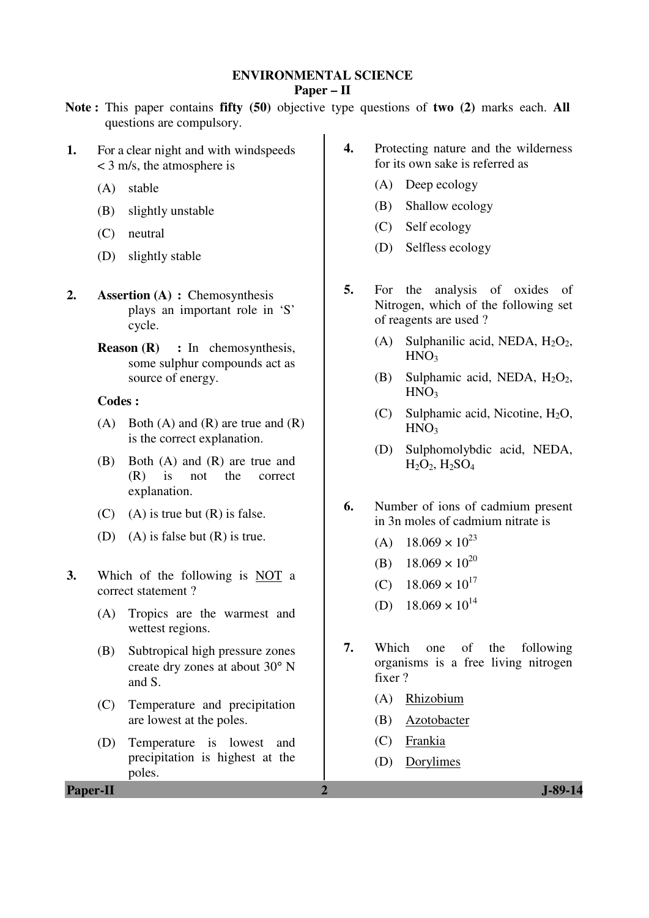# ENVIRONMENTAL SCIENCE

## Paper – II

**Note :** This paper contains **fifty (50)** objective type questions of **two (2)** marks each. **All** questions are compulsory.

**1.** For a clear night and with windspeeds < 3 m/s, the atmosphere is

(A) stable

(B) slightly unstable

(C) neutral

(D) slightly stable

**2.** **Assertion (A) :** Chemosynthesis plays an important role in 'S' cycle.

**Reason (R) :** In chemosynthesis, some sulphur compounds act as source of energy.

**Codes :**

(A) Both (A) and (R) are true and (R) is the correct explanation.

(B) Both (A) and (R) are true and (R) is not the correct explanation.

(C) (A) is true but (R) is false.

(D) (A) is false but (R) is true.

**3.** Which of the following is NOT a correct statement ?

(A) Tropics are the warmest and wettest regions.

(B) Subtropical high pressure zones create dry zones at about 30° N and S.

(C) Temperature and precipitation are lowest at the poles.

(D) Temperature is lowest and precipitation is highest at the poles.

**4.** Protecting nature and the wilderness for its own sake is referred as

(A) Deep ecology

(B) Shallow ecology

(C) Self ecology

(D) Selfless ecology

**5.** For the analysis of oxides of Nitrogen, which of the following set of reagents are used ?

(A) Sulphanilic acid, NEDA, $H_2O_2$, $HNO_3$

(B) Sulphamic acid, NEDA, $H_2O_2$, $HNO_3$

(C) Sulphamic acid, Nicotine, $H_2O$, $HNO_3$

(D) Sulphomolybdic acid, NEDA, $H_2O_2$, $H_2SO_4$

**6.** Number of ions of cadmium present in 3n moles of cadmium nitrate is

(A) $18.069 \times 10^{23}$

(B) $18.069 \times 10^{20}$

(C) $18.069 \times 10^{17}$

(D) $18.069 \times 10^{14}$

**7.** Which one of the following organisms is a free living nitrogen fixer ?

(A) Rhizobium

(B) Azotobacter

(C) Frankia

(D) Dorylimes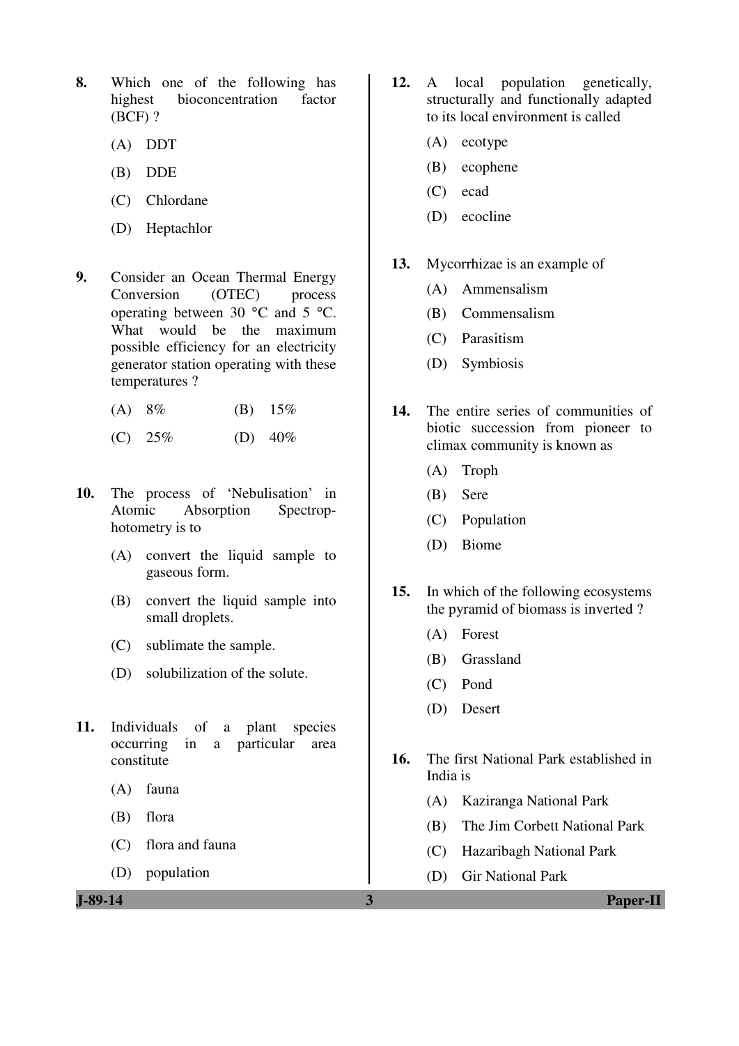**8.** Which one of the following has highest bioconcentration factor (BCF) ?

(A) DDT

(B) DDE

(C) Chlordane

(D) Heptachlor

**9.** Consider an Ocean Thermal Energy Conversion (OTEC) process operating between 30 °C and 5 °C. What would be the maximum possible efficiency for an electricity generator station operating with these temperatures ?

(A) 8% (B) 15%

(C) 25% (D) 40%

**10.** The process of 'Nebulisation' in Atomic Absorption Spectrophotometry is to

(A) convert the liquid sample to gaseous form.

(B) convert the liquid sample into small droplets.

(C) sublimate the sample.

(D) solubilization of the solute.

**11.** Individuals of a plant species occurring in a particular area constitute

(A) fauna

(B) flora

(C) flora and fauna

(D) population

**12.** A local population genetically, structurally and functionally adapted to its local environment is called

(A) ecotype

(B) ecophene

(C) ecad

(D) ecocline

**13.** Mycorrhizae is an example of

(A) Ammensalism

(B) Commensalism

(C) Parasitism

(D) Symbiosis

**14.** The entire series of communities of biotic succession from pioneer to climax community is known as

(A) Troph

(B) Sere

(C) Population

(D) Biome

**15.** In which of the following ecosystems the pyramid of biomass is inverted ?

(A) Forest

(B) Grassland

(C) Pond

(D) Desert

**16.** The first National Park established in India is

(A) Kaziranga National Park

(B) The Jim Corbett National Park

(C) Hazaribagh National Park

(D) Gir National Park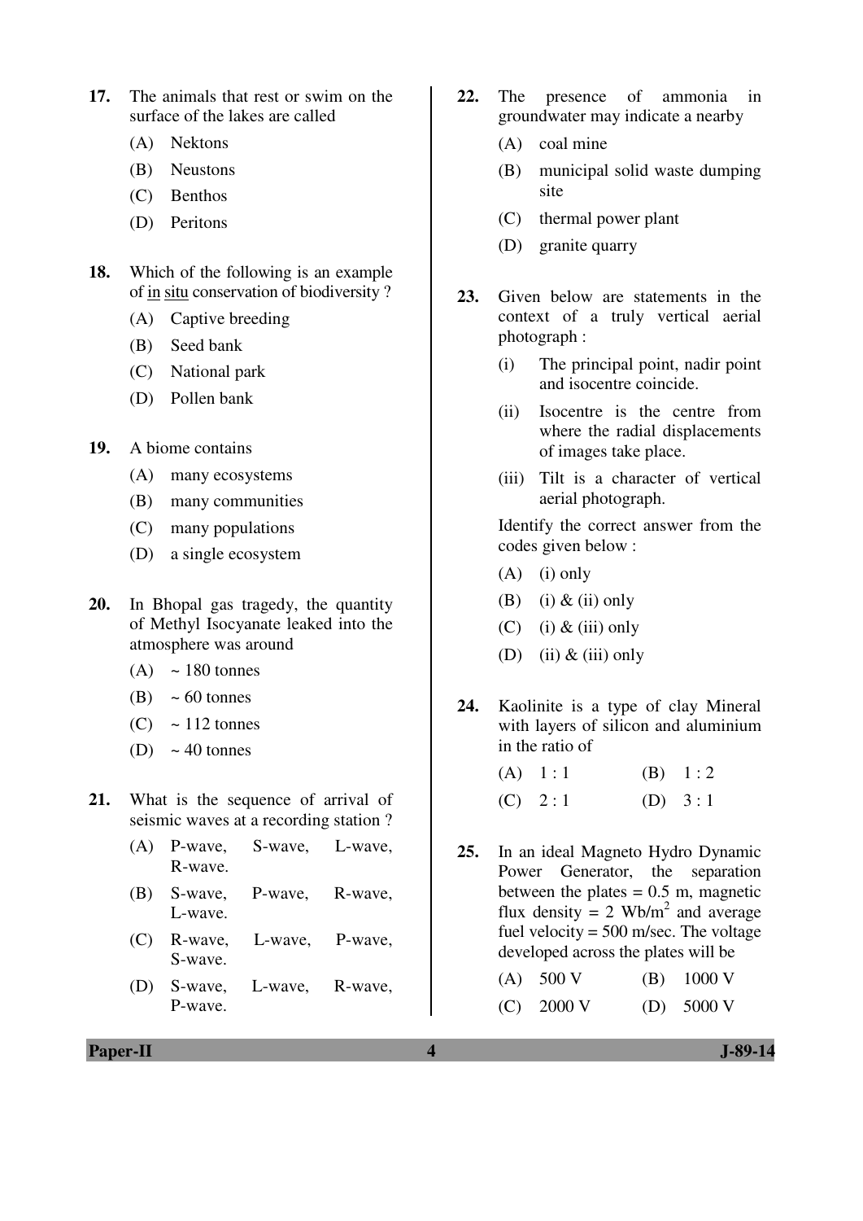17. The animals that rest or swim on the surface of the lakes are called

    (A) Nektons
    (B) Neustons
    (C) Benthos
    (D) Peritons

18. Which of the following is an example of <u>in situ</u> conservation of biodiversity ?

    (A) Captive breeding
    (B) Seed bank
    (C) National park
    (D) Pollen bank

19. A biome contains

    (A) many ecosystems
    (B) many communities
    (C) many populations
    (D) a single ecosystem

20. In Bhopal gas tragedy, the quantity of Methyl Isocyanate leaked into the atmosphere was around

    (A) ~ 180 tonnes
    (B) ~ 60 tonnes
    (C) ~ 112 tonnes
    (D) ~ 40 tonnes

21. What is the sequence of arrival of seismic waves at a recording station ?

    (A) P-wave, S-wave, L-wave, R-wave.
    (B) S-wave, P-wave, R-wave, L-wave.
    (C) R-wave, L-wave, P-wave, S-wave.
    (D) S-wave, L-wave, R-wave, P-wave.

22. The presence of ammonia in groundwater may indicate a nearby

    (A) coal mine
    (B) municipal solid waste dumping site
    (C) thermal power plant
    (D) granite quarry

23. Given below are statements in the context of a truly vertical aerial photograph :

    (i) The principal point, nadir point and isocentre coincide.
    (ii) Isocentre is the centre from where the radial displacements of images take place.
    (iii) Tilt is a character of vertical aerial photograph.

    Identify the correct answer from the codes given below :

    (A) (i) only
    (B) (i) & (ii) only
    (C) (i) & (iii) only
    (D) (ii) & (iii) only

24. Kaolinite is a type of clay Mineral with layers of silicon and aluminium in the ratio of

    (A) 1 : 1
    (B) 1 : 2
    (C) 2 : 1
    (D) 3 : 1

25. In an ideal Magneto Hydro Dynamic Power Generator, the separation between the plates = 0.5 m, magnetic flux density = 2 Wb/m$^2$ and average fuel velocity = 500 m/sec. The voltage developed across the plates will be

    (A) 500 V
    (B) 1000 V
    (C) 2000 V
    (D) 5000 V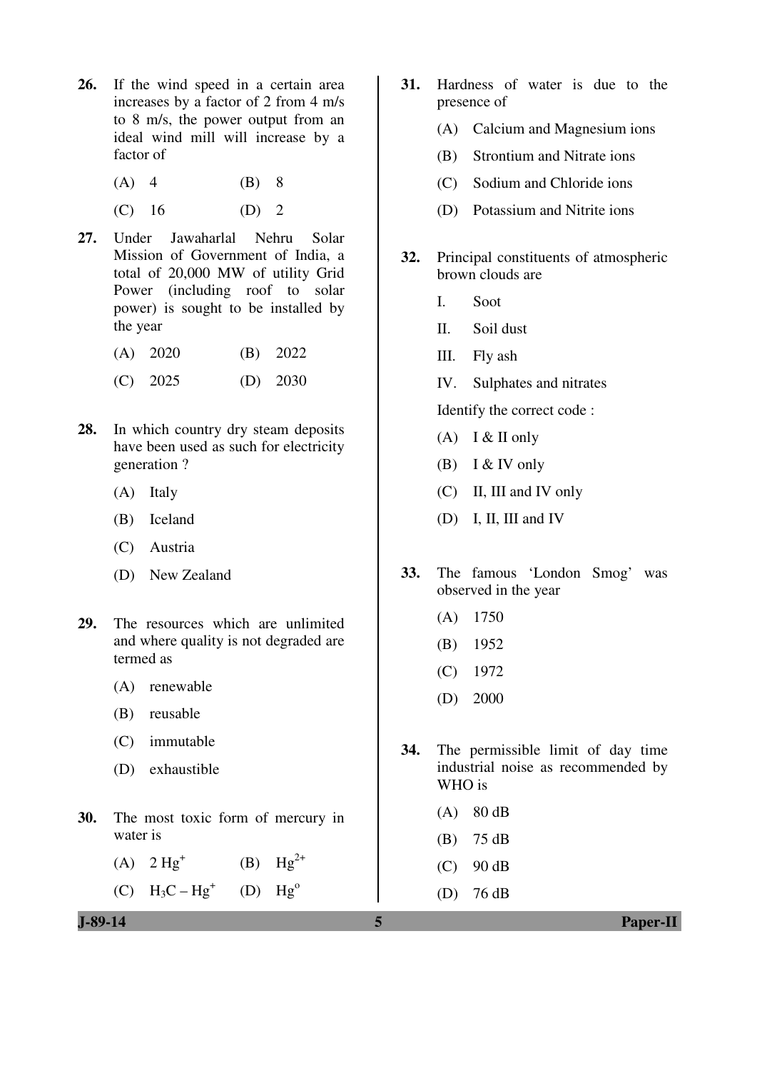26. If the wind speed in a certain area increases by a factor of 2 from 4 m/s to 8 m/s, the power output from an ideal wind mill will increase by a factor of

    (A) 4 (B) 8

    (C) 16 (D) 2

27. Under Jawaharlal Nehru Solar Mission of Government of India, a total of 20,000 MW of utility Grid Power (including roof to solar power) is sought to be installed by the year

    (A) 2020 (B) 2022

    (C) 2025 (D) 2030

28. In which country dry steam deposits have been used as such for electricity generation ?

    (A) Italy

    (B) Iceland

    (C) Austria

    (D) New Zealand

29. The resources which are unlimited and where quality is not degraded are termed as

    (A) renewable

    (B) reusable

    (C) immutable

    (D) exhaustible

30. The most toxic form of mercury in water is

    (A) $2\ Hg^{+}$ (B) $Hg^{2+}$

    (C) $H_3C - Hg^{+}$ (D) $Hg^{o}$

31. Hardness of water is due to the presence of

    (A) Calcium and Magnesium ions

    (B) Strontium and Nitrate ions

    (C) Sodium and Chloride ions

    (D) Potassium and Nitrite ions

32. Principal constituents of atmospheric brown clouds are

    I. Soot

    II. Soil dust

    III. Fly ash

    IV. Sulphates and nitrates

    Identify the correct code :

    (A) I & II only

    (B) I & IV only

    (C) II, III and IV only

    (D) I, II, III and IV

33. The famous 'London Smog' was observed in the year

    (A) 1750

    (B) 1952

    (C) 1972

    (D) 2000

34. The permissible limit of day time industrial noise as recommended by WHO is

    (A) 80 dB

    (B) 75 dB

    (C) 90 dB

    (D) 76 dB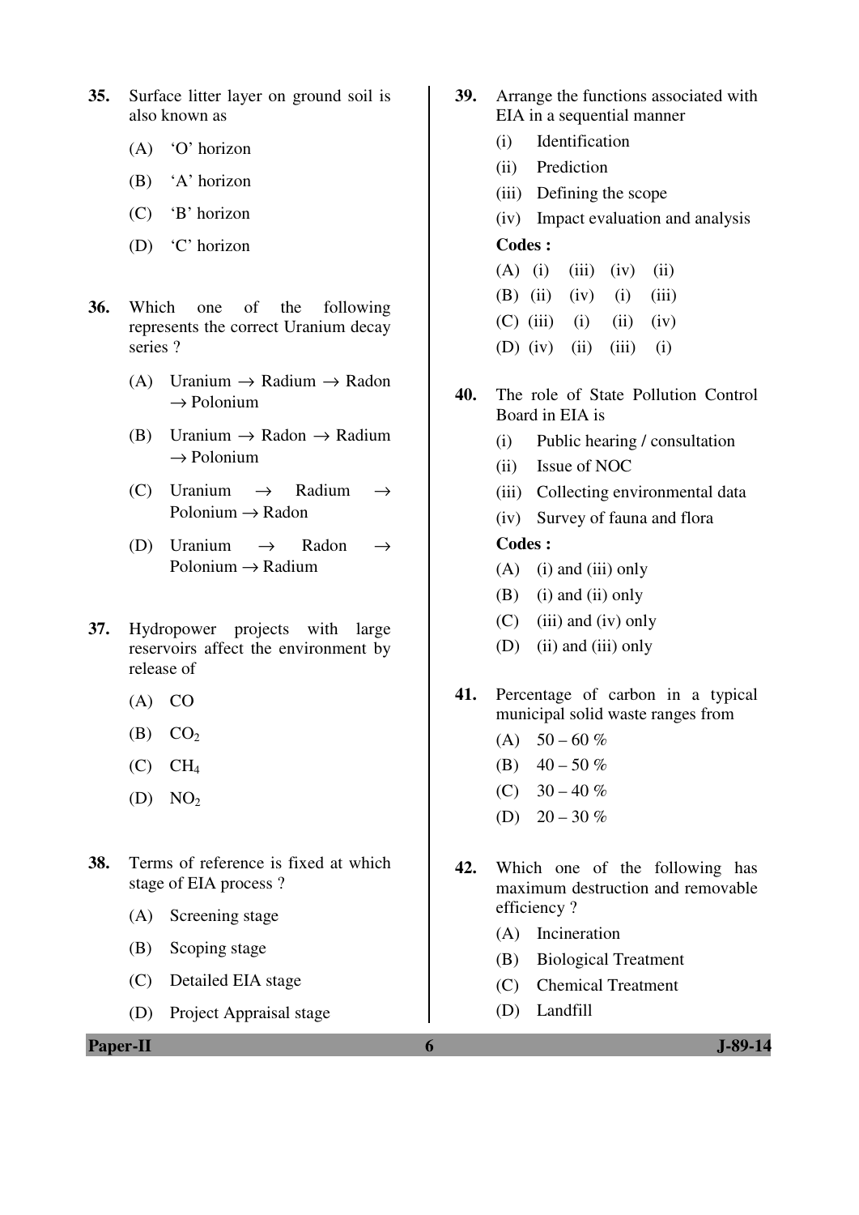35. Surface litter layer on ground soil is also known as

 (A) 'O' horizon

 (B) 'A' horizon

 (C) 'B' horizon

 (D) 'C' horizon

36. Which one of the following represents the correct Uranium decay series ?

 (A) Uranium → Radium → Radon → Polonium

 (B) Uranium → Radon → Radium → Polonium

 (C) Uranium → Radium → Polonium → Radon

 (D) Uranium → Radon → Polonium → Radium

37. Hydropower projects with large reservoirs affect the environment by release of

 (A) CO

 (B) $CO_2$

 (C) $CH_4$

 (D) $NO_2$

38. Terms of reference is fixed at which stage of EIA process ?

 (A) Screening stage

 (B) Scoping stage

 (C) Detailed EIA stage

 (D) Project Appraisal stage

39. Arrange the functions associated with EIA in a sequential manner

 (i) Identification

 (ii) Prediction

 (iii) Defining the scope

 (iv) Impact evaluation and analysis

 **Codes :**

 (A) (i) (iii) (iv) (ii)

 (B) (ii) (iv) (i) (iii)

 (C) (iii) (i) (ii) (iv)

 (D) (iv) (ii) (iii) (i)

40. The role of State Pollution Control Board in EIA is

 (i) Public hearing / consultation

 (ii) Issue of NOC

 (iii) Collecting environmental data

 (iv) Survey of fauna and flora

 **Codes :**

 (A) (i) and (iii) only

 (B) (i) and (ii) only

 (C) (iii) and (iv) only

 (D) (ii) and (iii) only

41. Percentage of carbon in a typical municipal solid waste ranges from

 (A) 50 – 60 %

 (B) 40 – 50 %

 (C) 30 – 40 %

 (D) 20 – 30 %

42. Which one of the following has maximum destruction and removable efficiency ?

 (A) Incineration

 (B) Biological Treatment

 (C) Chemical Treatment

 (D) Landfill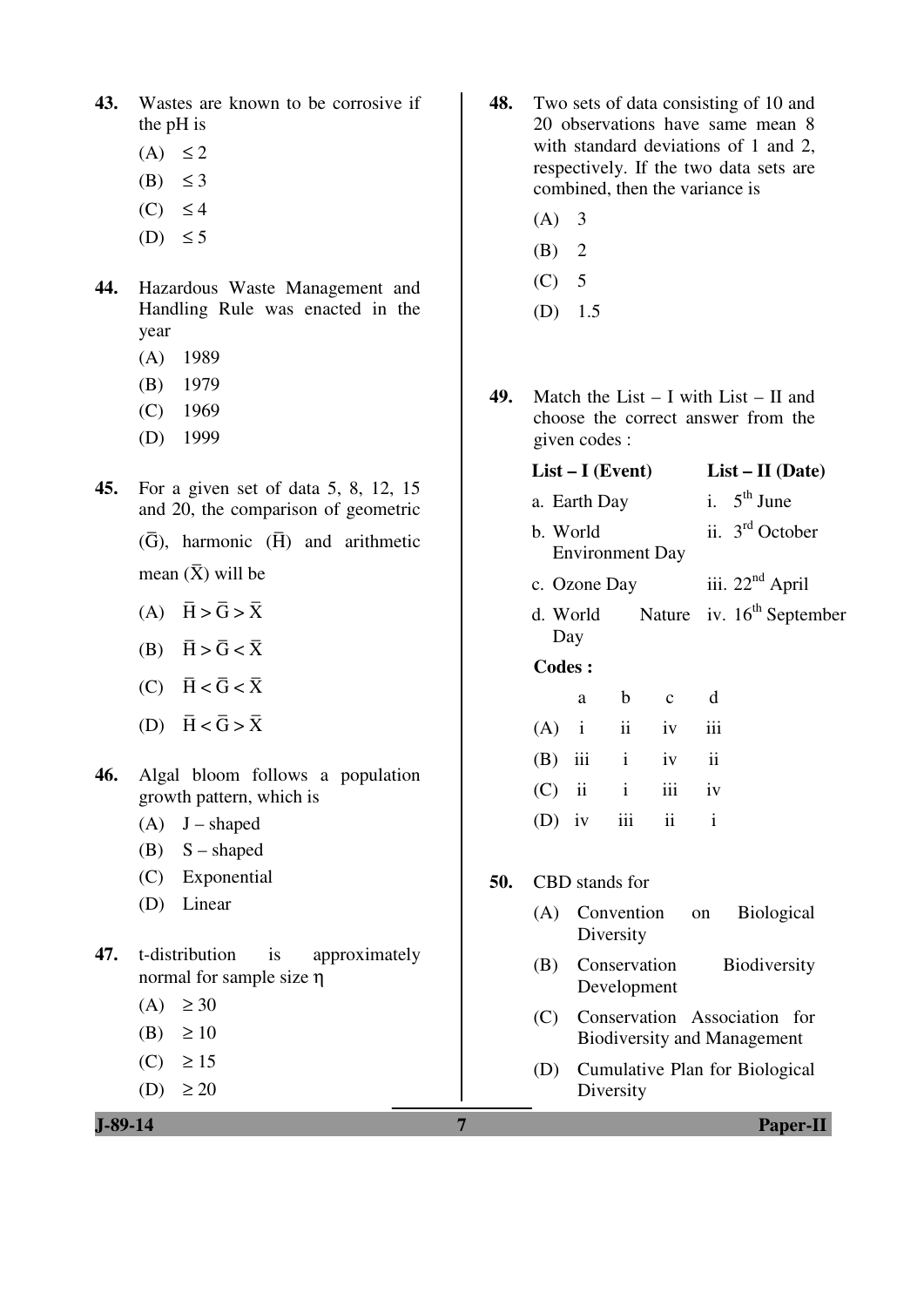**43.** Wastes are known to be corrosive if the pH is

(A) $\leq 2$

(B) $\leq 3$

(C) $\leq 4$

(D) $\leq 5$

**44.** Hazardous Waste Management and Handling Rule was enacted in the year

(A) 1989

(B) 1979

(C) 1969

(D) 1999

**45.** For a given set of data 5, 8, 12, 15 and 20, the comparison of geometric $(\bar{G})$, harmonic $(\bar{H})$ and arithmetic mean $(\bar{X})$ will be

(A) $\bar{H} > \bar{G} > \bar{X}$

(B) $\bar{H} > \bar{G} < \bar{X}$

(C) $\bar{H} < \bar{G} < \bar{X}$

(D) $\bar{H} < \bar{G} > \bar{X}$

**46.** Algal bloom follows a population growth pattern, which is

(A) J – shaped

(B) S – shaped

(C) Exponential

(D) Linear

**47.** t-distribution is approximately normal for sample size $\eta$

(A) $\geq 30$

(B) $\geq 10$

(C) $\geq 15$

(D) $\geq 20$

**48.** Two sets of data consisting of 10 and 20 observations have same mean 8 with standard deviations of 1 and 2, respectively. If the two data sets are combined, then the variance is

(A) 3

(B) 2

(C) 5

(D) 1.5

**49.** Match the List – I with List – II and choose the correct answer from the given codes :

| List – I (Event) | List – II (Date) |
|---|---|
| a. Earth Day | i. 5th June |
| b. World Environment Day | ii. 3rd October |
| c. Ozone Day | iii. 22nd April |
| d. World Nature Day | iv. 16th September |

**Codes :**

| | a | b | c | d |
|---|---|---|---|---|
| (A) | i | ii | iv | iii |
| (B) | iii | i | iv | ii |
| (C) | ii | i | iii | iv |
| (D) | iv | iii | ii | i |

**50.** CBD stands for

(A) Convention on Biological Diversity

(B) Conservation Biodiversity Development

(C) Conservation Association for Biodiversity and Management

(D) Cumulative Plan for Biological Diversity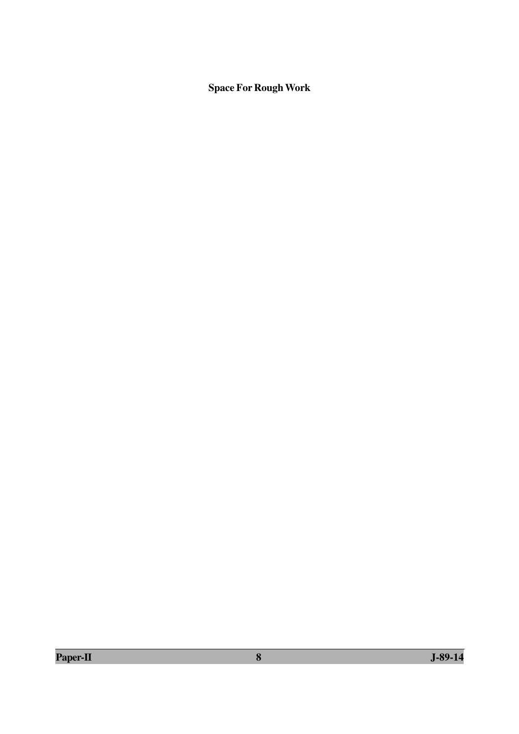**Space For Rough Work**